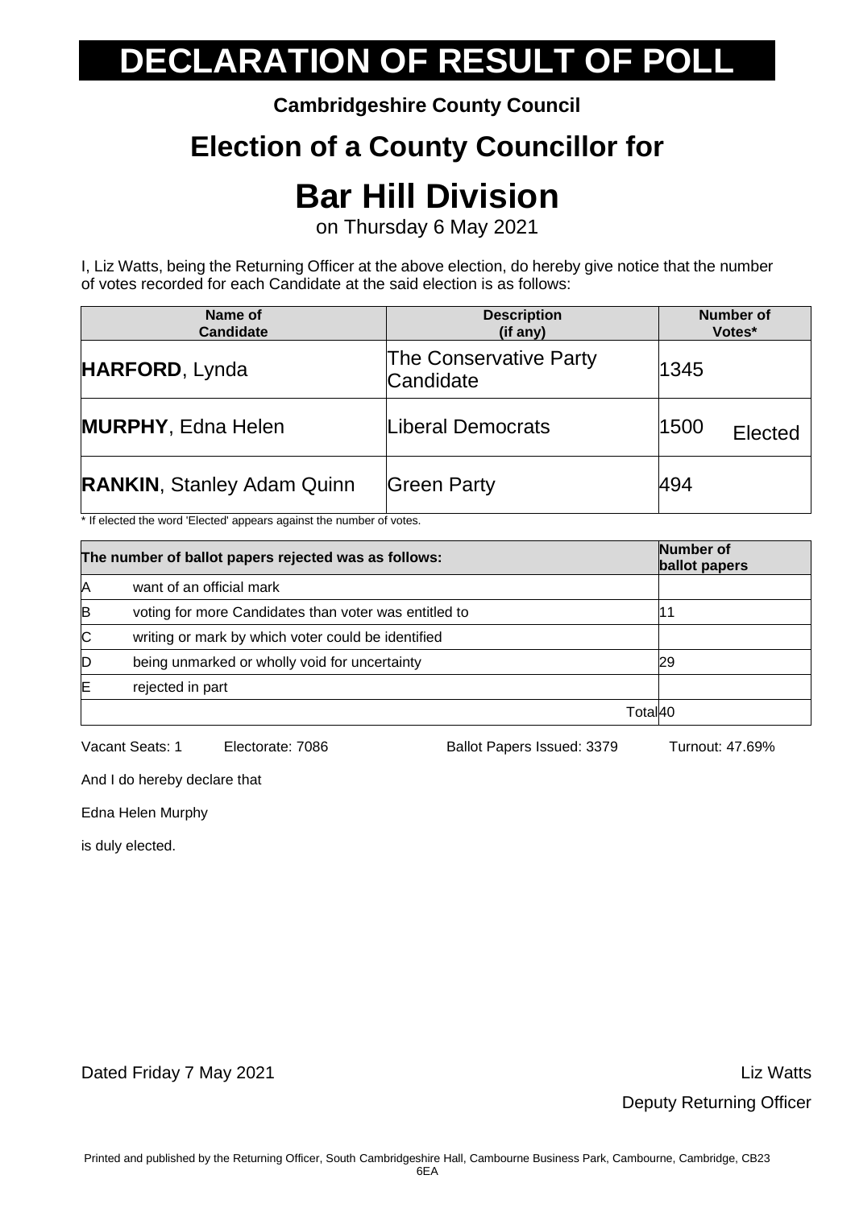# DECLARATION OF RESULT OF POLL

**Cambridgeshire County Council**

## Election of a County Councillor for

# Bar Hill Division

on Thursday 6 May 2021

I, Liz Watts, being the Returning Officer at the above election, do hereby give notice that the number of votes recorded for each Candidate at the said election is as follows:

| Name of Candidate | Description (if any) | Number of Votes* |
|---|---|---|
| **HARFORD**, Lynda | The Conservative Party Candidate | 1345 |
| **MURPHY**, Edna Helen | Liberal Democrats | 1500 Elected |
| **RANKIN**, Stanley Adam Quinn | Green Party | 494 |

\* If elected the word 'Elected' appears against the number of votes.

| The number of ballot papers rejected was as follows: | | Number of ballot papers |
|---|---|---|
| A | want of an official mark | |
| B | voting for more Candidates than voter was entitled to | 11 |
| C | writing or mark by which voter could be identified | |
| D | being unmarked or wholly void for uncertainty | 29 |
| E | rejected in part | |
| | Total | 40 |

Vacant Seats: 1 Electorate: 7086 Ballot Papers Issued: 3379 Turnout: 47.69%

And I do hereby declare that

Edna Helen Murphy

is duly elected.

Dated Friday 7 May 2021

Liz Watts

Deputy Returning Officer

Printed and published by the Returning Officer, South Cambridgeshire Hall, Cambourne Business Park, Cambourne, Cambridge, CB23 6EA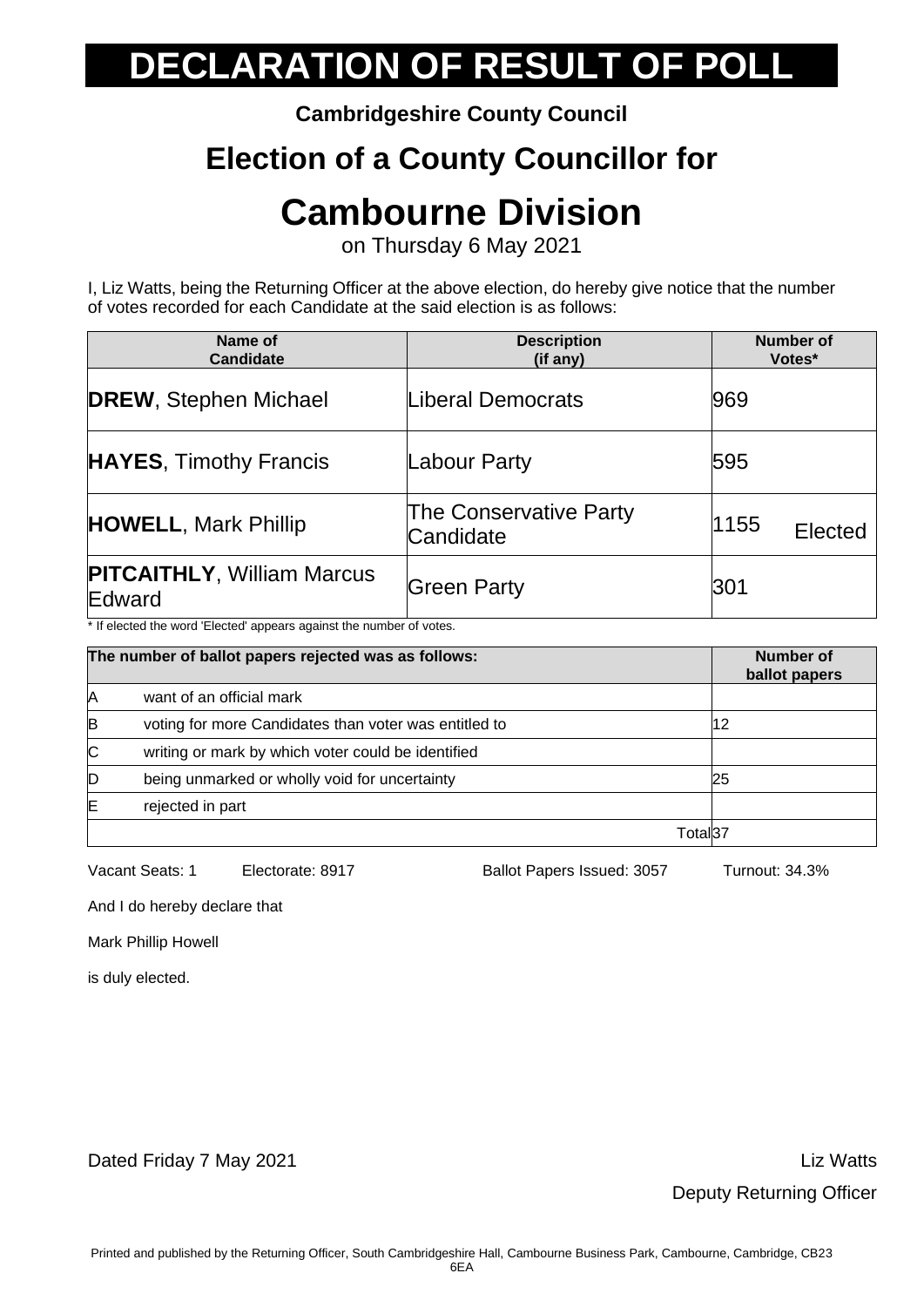# DECLARATION OF RESULT OF POLL

**Cambridgeshire County Council**

## Election of a County Councillor for

# Cambourne Division

on Thursday 6 May 2021

I, Liz Watts, being the Returning Officer at the above election, do hereby give notice that the number of votes recorded for each Candidate at the said election is as follows:

| Name of Candidate | Description (if any) | Number of Votes* |
|---|---|---|
| **DREW**, Stephen Michael | Liberal Democrats | 969 |
| **HAYES**, Timothy Francis | Labour Party | 595 |
| **HOWELL**, Mark Phillip | The Conservative Party Candidate | 1155 Elected |
| **PITCAITHLY**, William Marcus Edward | Green Party | 301 |

* If elected the word 'Elected' appears against the number of votes.

| The number of ballot papers rejected was as follows: | | Number of ballot papers |
|---|---|---|
| A | want of an official mark | |
| B | voting for more Candidates than voter was entitled to | 12 |
| C | writing or mark by which voter could be identified | |
| D | being unmarked or wholly void for uncertainty | 25 |
| E | rejected in part | |
| | Total | 37 |

Vacant Seats: 1 Electorate: 8917 Ballot Papers Issued: 3057 Turnout: 34.3%

And I do hereby declare that

Mark Phillip Howell

is duly elected.

Dated Friday 7 May 2021

Liz Watts

Deputy Returning Officer

Printed and published by the Returning Officer, South Cambridgeshire Hall, Cambourne Business Park, Cambourne, Cambridge, CB23 6EA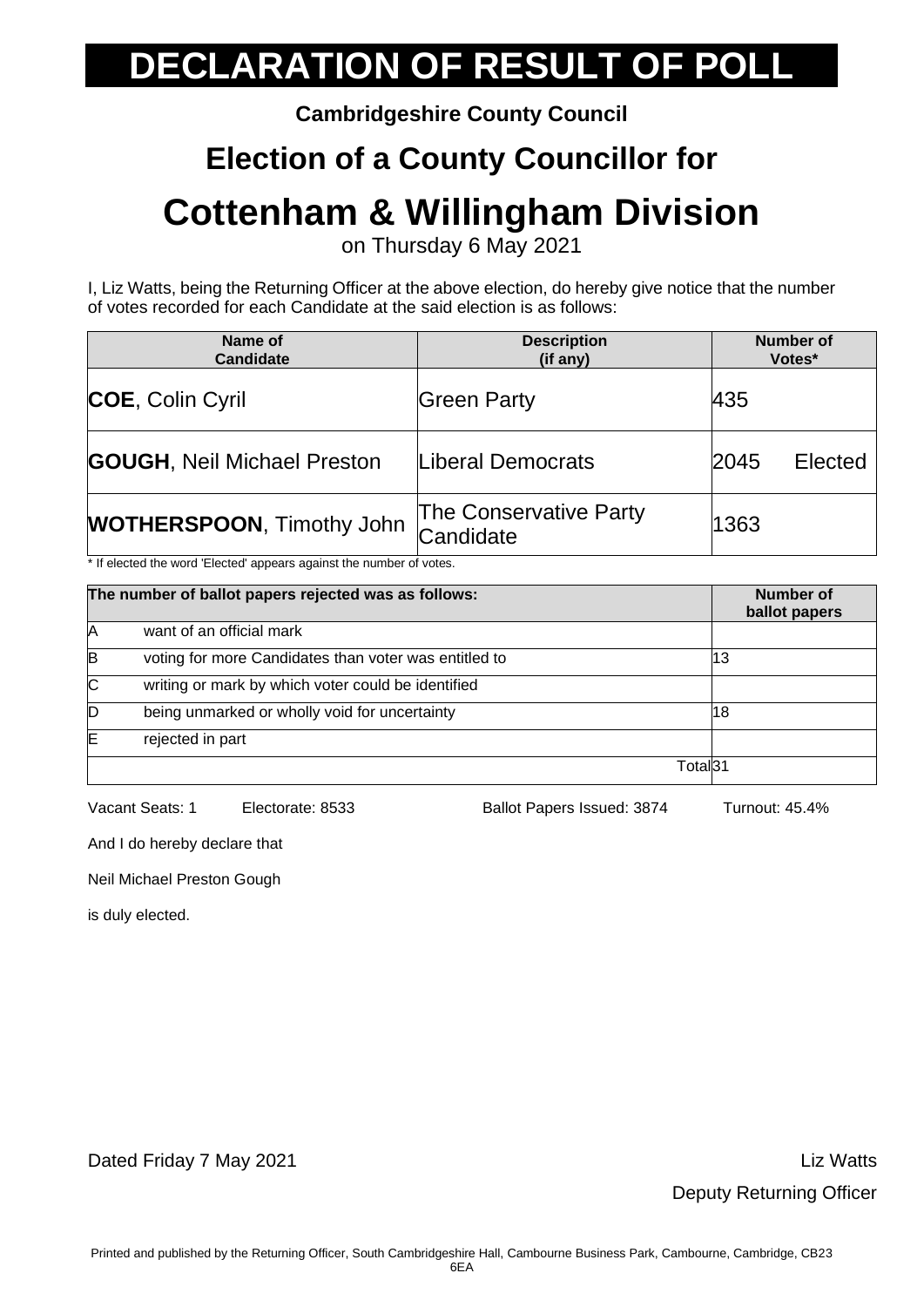# DECLARATION OF RESULT OF POLL

**Cambridgeshire County Council**

## Election of a County Councillor for

# Cottenham & Willingham Division

on Thursday 6 May 2021

I, Liz Watts, being the Returning Officer at the above election, do hereby give notice that the number of votes recorded for each Candidate at the said election is as follows:

| Name of Candidate | Description (if any) | Number of Votes* |
|---|---|---|
| **COE**, Colin Cyril | Green Party | 435 |
| **GOUGH**, Neil Michael Preston | Liberal Democrats | 2045 Elected |
| **WOTHERSPOON**, Timothy John | The Conservative Party Candidate | 1363 |

* If elected the word 'Elected' appears against the number of votes.

| The number of ballot papers rejected was as follows: | | Number of ballot papers |
|---|---|---|
| A | want of an official mark | |
| B | voting for more Candidates than voter was entitled to | 13 |
| C | writing or mark by which voter could be identified | |
| D | being unmarked or wholly void for uncertainty | 18 |
| E | rejected in part | |
| | Total | 31 |

Vacant Seats: 1 Electorate: 8533 Ballot Papers Issued: 3874 Turnout: 45.4%

And I do hereby declare that

Neil Michael Preston Gough

is duly elected.

Dated Friday 7 May 2021

Liz Watts

Deputy Returning Officer

Printed and published by the Returning Officer, South Cambridgeshire Hall, Cambourne Business Park, Cambourne, Cambridge, CB23 6EA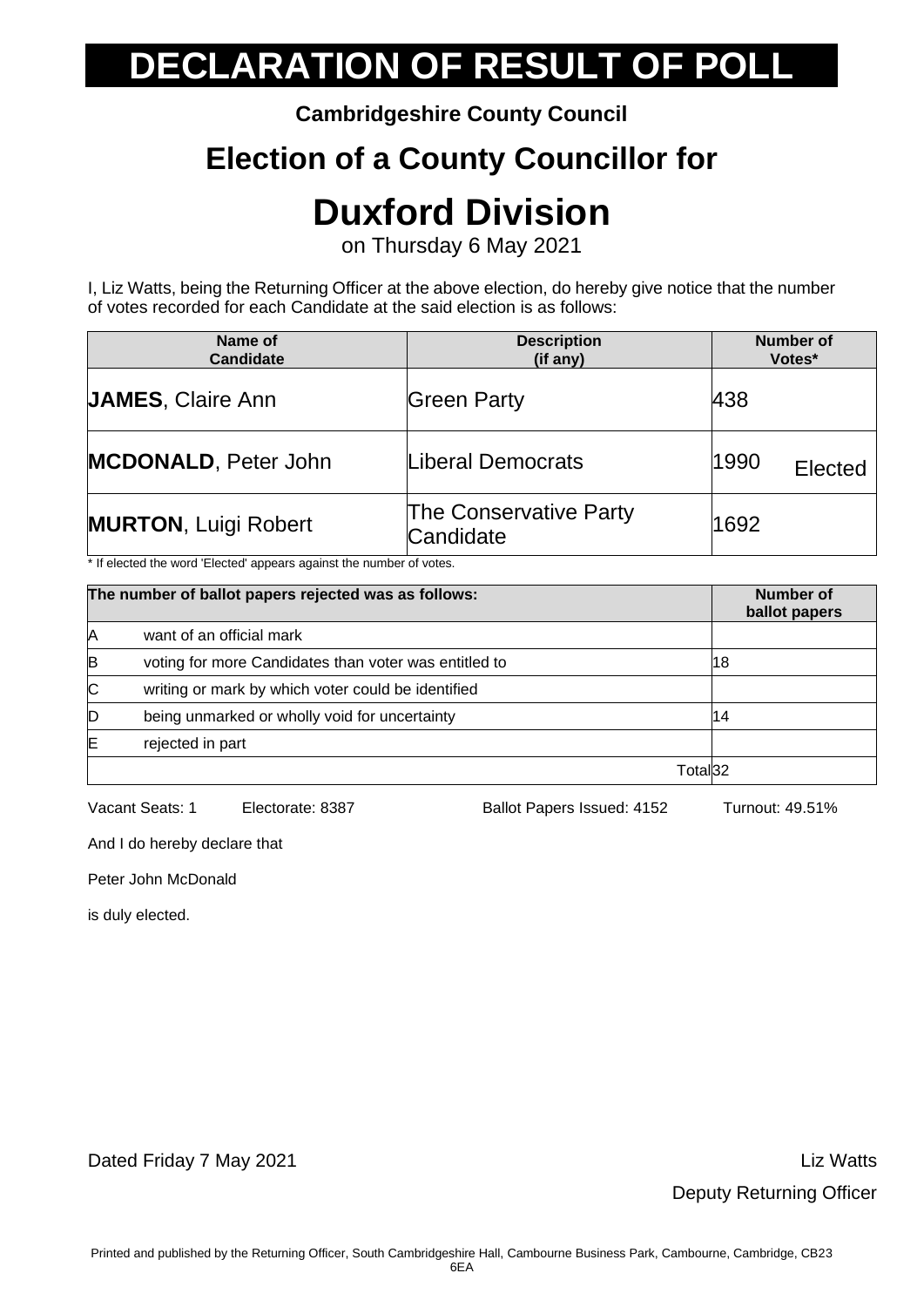# DECLARATION OF RESULT OF POLL

**Cambridgeshire County Council**

## Election of a County Councillor for

# Duxford Division

on Thursday 6 May 2021

I, Liz Watts, being the Returning Officer at the above election, do hereby give notice that the number of votes recorded for each Candidate at the said election is as follows:

| Name of Candidate | Description (if any) | Number of Votes* |
|---|---|---|
| **JAMES**, Claire Ann | Green Party | 438 |
| **MCDONALD**, Peter John | Liberal Democrats | 1990 Elected |
| **MURTON**, Luigi Robert | The Conservative Party Candidate | 1692 |

\* If elected the word 'Elected' appears against the number of votes.

| The number of ballot papers rejected was as follows: | | Number of ballot papers |
|---|---|---|
| A | want of an official mark | |
| B | voting for more Candidates than voter was entitled to | 18 |
| C | writing or mark by which voter could be identified | |
| D | being unmarked or wholly void for uncertainty | 14 |
| E | rejected in part | |
| | Total | 32 |

Vacant Seats: 1 Electorate: 8387 Ballot Papers Issued: 4152 Turnout: 49.51%

And I do hereby declare that

Peter John McDonald

is duly elected.

Dated Friday 7 May 2021

Liz Watts

Deputy Returning Officer

Printed and published by the Returning Officer, South Cambridgeshire Hall, Cambourne Business Park, Cambourne, Cambridge, CB23 6EA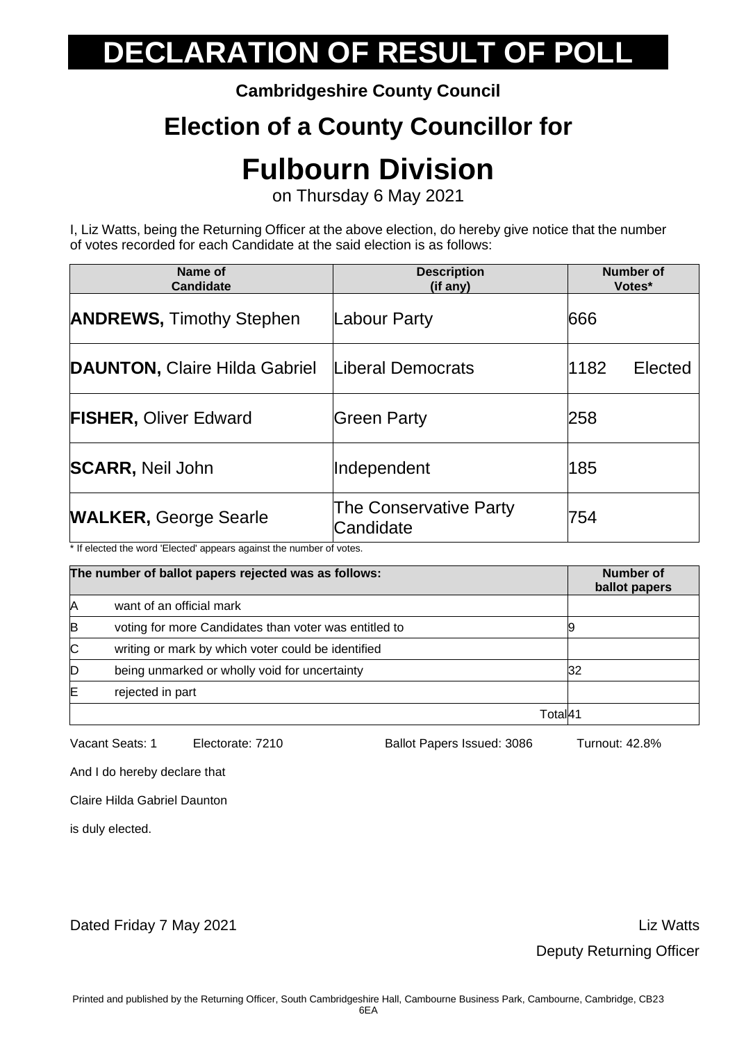# DECLARATION OF RESULT OF POLL

**Cambridgeshire County Council**

## Election of a County Councillor for

# Fulbourn Division

on Thursday 6 May 2021

I, Liz Watts, being the Returning Officer at the above election, do hereby give notice that the number of votes recorded for each Candidate at the said election is as follows:

| Name of Candidate | Description (if any) | Number of Votes* |
|---|---|---|
| **ANDREWS,** Timothy Stephen | Labour Party | 666 |
| **DAUNTON,** Claire Hilda Gabriel | Liberal Democrats | 1182 Elected |
| **FISHER,** Oliver Edward | Green Party | 258 |
| **SCARR,** Neil John | Independent | 185 |
| **WALKER,** George Searle | The Conservative Party Candidate | 754 |

* If elected the word 'Elected' appears against the number of votes.

| | The number of ballot papers rejected was as follows: | Number of ballot papers |
|---|---|---|
| A | want of an official mark | |
| B | voting for more Candidates than voter was entitled to | 9 |
| C | writing or mark by which voter could be identified | |
| D | being unmarked or wholly void for uncertainty | 32 |
| E | rejected in part | |
| | Total | 41 |

Vacant Seats: 1 Electorate: 7210 Ballot Papers Issued: 3086 Turnout: 42.8%

And I do hereby declare that

Claire Hilda Gabriel Daunton

is duly elected.

Dated Friday 7 May 2021

Liz Watts

Deputy Returning Officer

Printed and published by the Returning Officer, South Cambridgeshire Hall, Cambourne Business Park, Cambourne, Cambridge, CB23 6EA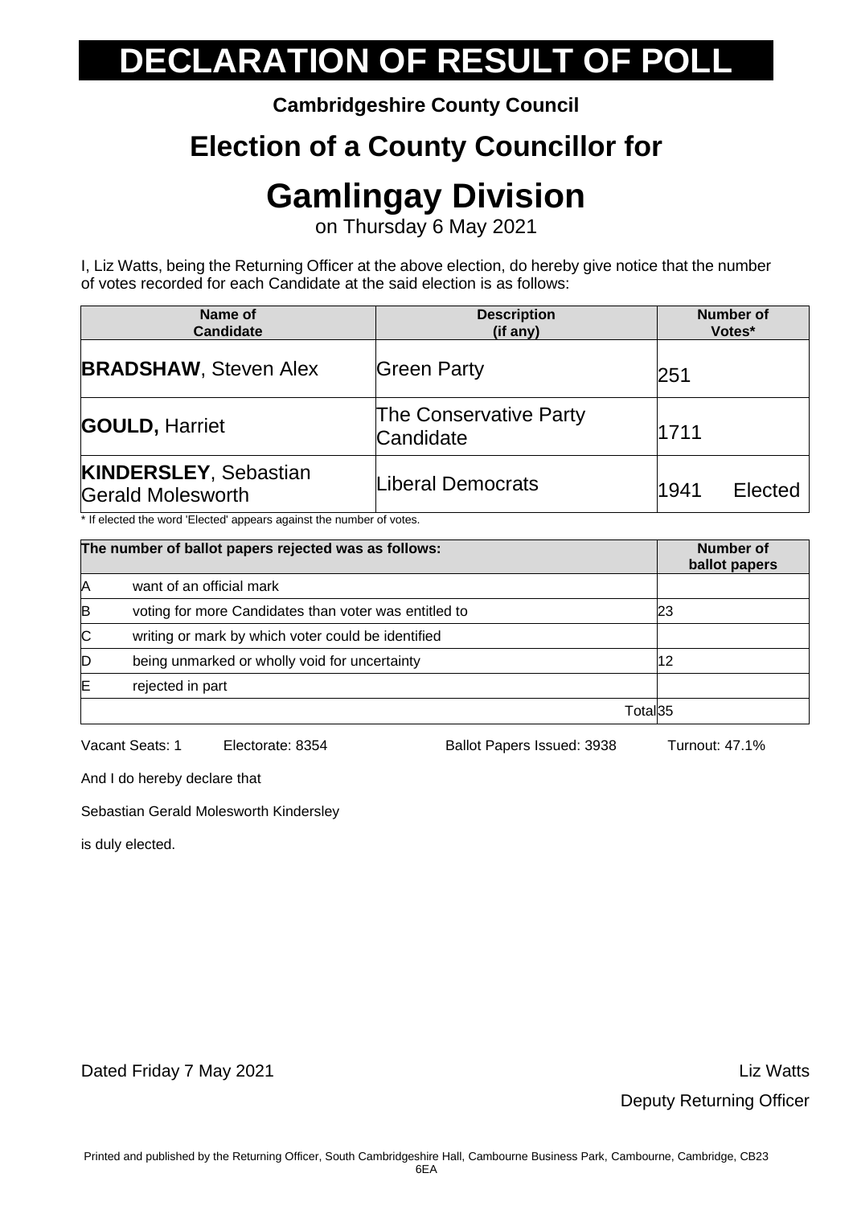# DECLARATION OF RESULT OF POLL

**Cambridgeshire County Council**

## Election of a County Councillor for

# Gamlingay Division

on Thursday 6 May 2021

I, Liz Watts, being the Returning Officer at the above election, do hereby give notice that the number of votes recorded for each Candidate at the said election is as follows:

| Name of Candidate | Description (if any) | Number of Votes* |
|---|---|---|
| **BRADSHAW**, Steven Alex | Green Party | 251 |
| **GOULD,** Harriet | The Conservative Party Candidate | 1711 |
| **KINDERSLEY**, Sebastian Gerald Molesworth | Liberal Democrats | 1941 Elected |

\* If elected the word 'Elected' appears against the number of votes.

| The number of ballot papers rejected was as follows: | | Number of ballot papers |
|---|---|---|
| A | want of an official mark | |
| B | voting for more Candidates than voter was entitled to | 23 |
| C | writing or mark by which voter could be identified | |
| D | being unmarked or wholly void for uncertainty | 12 |
| E | rejected in part | |
| | Total | 35 |

Vacant Seats: 1  Electorate: 8354  Ballot Papers Issued: 3938  Turnout: 47.1%

And I do hereby declare that

Sebastian Gerald Molesworth Kindersley

is duly elected.

Dated Friday 7 May 2021

Liz Watts

Deputy Returning Officer

Printed and published by the Returning Officer, South Cambridgeshire Hall, Cambourne Business Park, Cambourne, Cambridge, CB23 6EA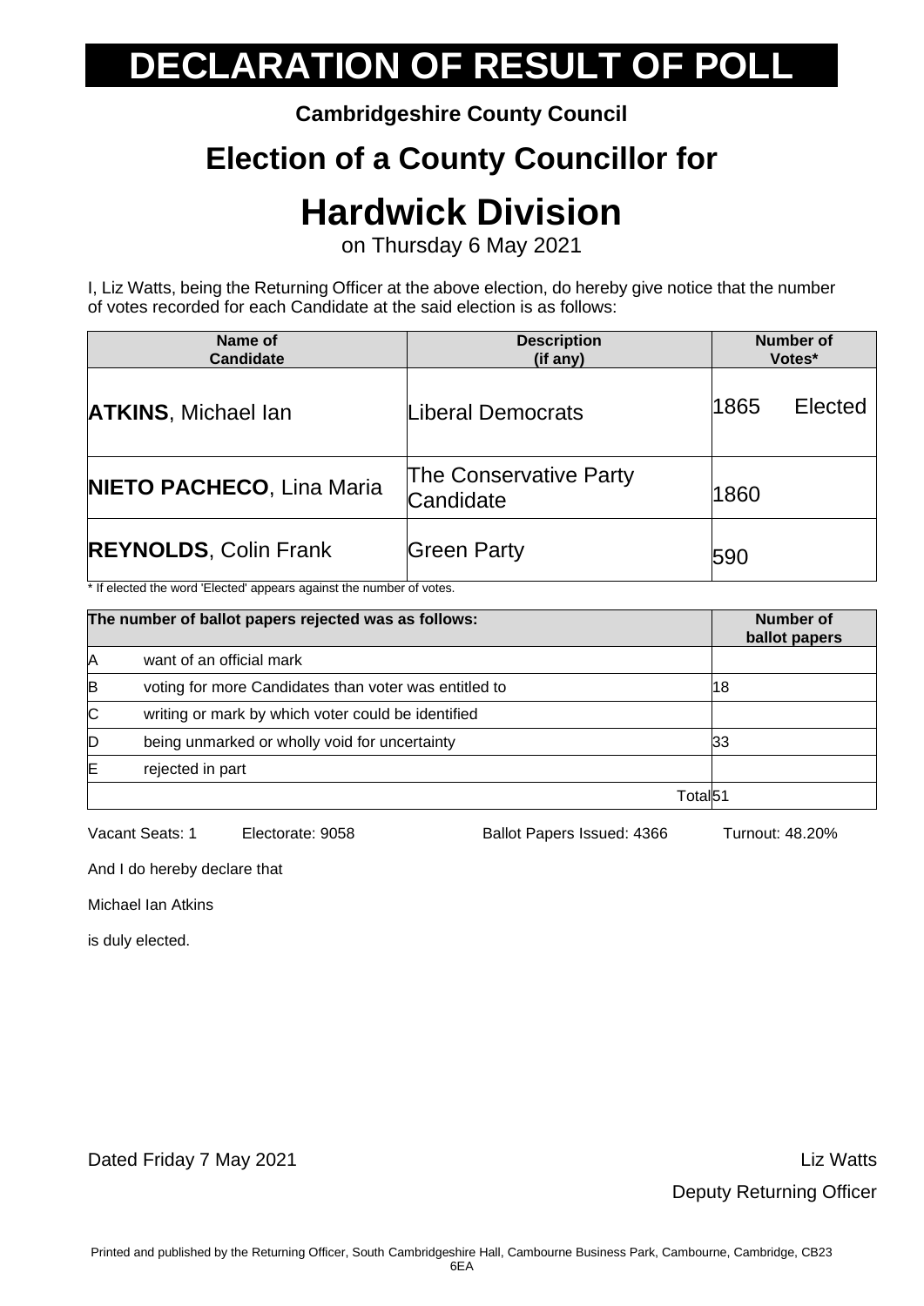# DECLARATION OF RESULT OF POLL

**Cambridgeshire County Council**

## Election of a County Councillor for

# Hardwick Division

on Thursday 6 May 2021

I, Liz Watts, being the Returning Officer at the above election, do hereby give notice that the number of votes recorded for each Candidate at the said election is as follows:

| Name of Candidate | Description (if any) | Number of Votes* |
|---|---|---|
| **ATKINS**, Michael Ian | Liberal Democrats | 1865 Elected |
| **NIETO PACHECO**, Lina Maria | The Conservative Party Candidate | 1860 |
| **REYNOLDS**, Colin Frank | Green Party | 590 |

* If elected the word 'Elected' appears against the number of votes.

| The number of ballot papers rejected was as follows: | | Number of ballot papers |
|---|---|---|
| A | want of an official mark | |
| B | voting for more Candidates than voter was entitled to | 18 |
| C | writing or mark by which voter could be identified | |
| D | being unmarked or wholly void for uncertainty | 33 |
| E | rejected in part | |
| | Total | 51 |

Vacant Seats: 1 Electorate: 9058 Ballot Papers Issued: 4366 Turnout: 48.20%

And I do hereby declare that

Michael Ian Atkins

is duly elected.

Dated Friday 7 May 2021

Liz Watts

Deputy Returning Officer

Printed and published by the Returning Officer, South Cambridgeshire Hall, Cambourne Business Park, Cambourne, Cambridge, CB23 6EA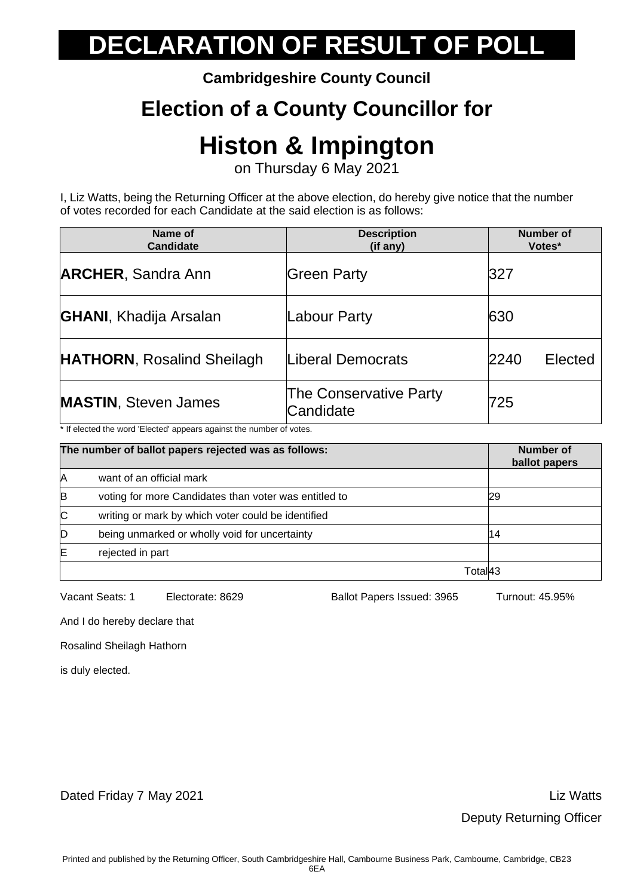# DECLARATION OF RESULT OF POLL

**Cambridgeshire County Council**

## Election of a County Councillor for

# Histon & Impington

on Thursday 6 May 2021

I, Liz Watts, being the Returning Officer at the above election, do hereby give notice that the number of votes recorded for each Candidate at the said election is as follows:

| Name of Candidate | Description (if any) | Number of Votes* |
|---|---|---|
| **ARCHER**, Sandra Ann | Green Party | 327 |
| **GHANI**, Khadija Arsalan | Labour Party | 630 |
| **HATHORN**, Rosalind Sheilagh | Liberal Democrats | 2240 Elected |
| **MASTIN**, Steven James | The Conservative Party Candidate | 725 |

* If elected the word 'Elected' appears against the number of votes.

| The number of ballot papers rejected was as follows: | | Number of ballot papers |
|---|---|---|
| A | want of an official mark | |
| B | voting for more Candidates than voter was entitled to | 29 |
| C | writing or mark by which voter could be identified | |
| D | being unmarked or wholly void for uncertainty | 14 |
| E | rejected in part | |
| | Total | 43 |

Vacant Seats: 1    Electorate: 8629    Ballot Papers Issued: 3965    Turnout: 45.95%

And I do hereby declare that

Rosalind Sheilagh Hathorn

is duly elected.

Dated Friday 7 May 2021

Liz Watts

Deputy Returning Officer

Printed and published by the Returning Officer, South Cambridgeshire Hall, Cambourne Business Park, Cambourne, Cambridge, CB23 6EA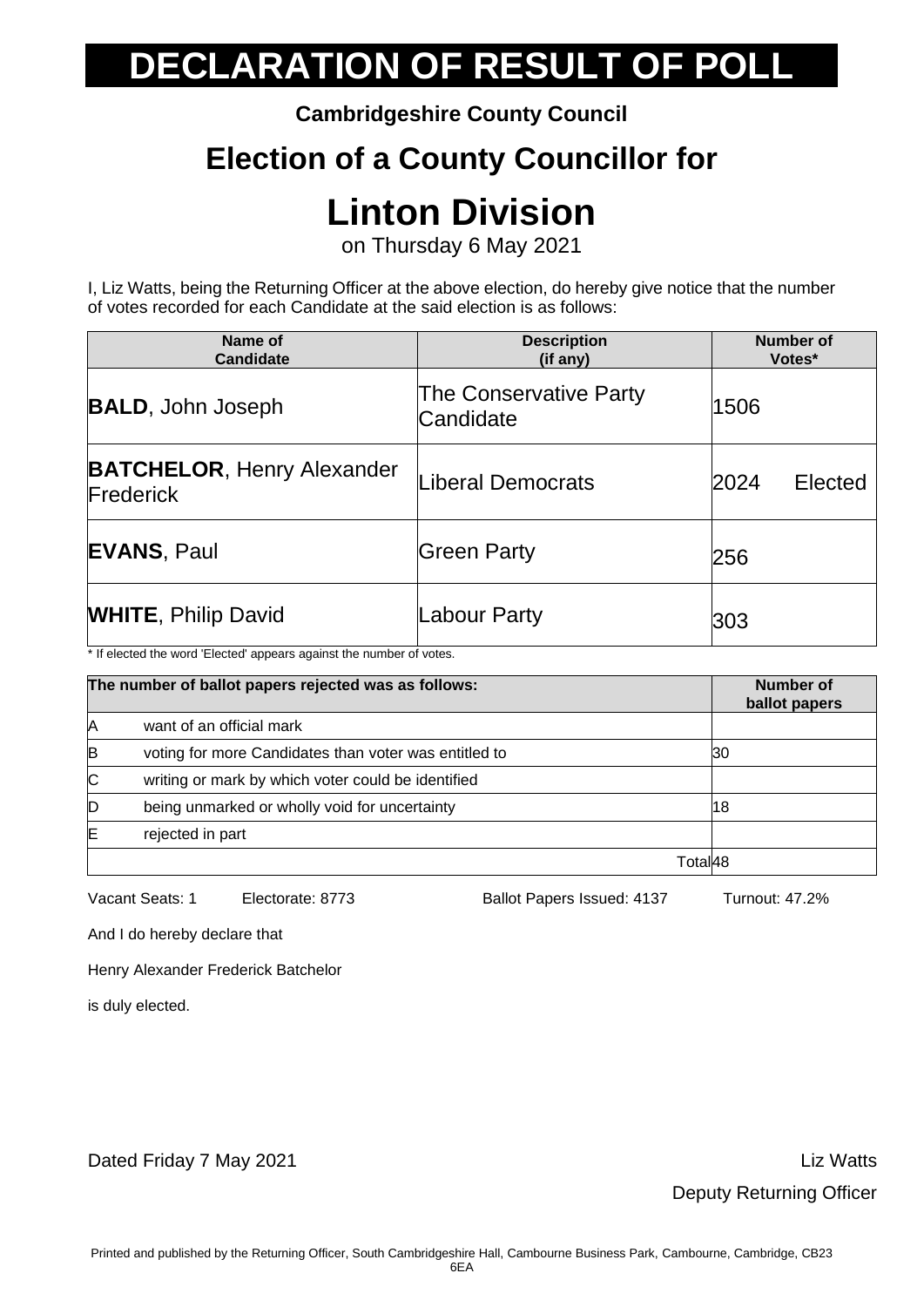# DECLARATION OF RESULT OF POLL

**Cambridgeshire County Council**

## Election of a County Councillor for

# Linton Division

on Thursday 6 May 2021

I, Liz Watts, being the Returning Officer at the above election, do hereby give notice that the number of votes recorded for each Candidate at the said election is as follows:

| Name of Candidate | Description (if any) | Number of Votes* |
|---|---|---|
| **BALD**, John Joseph | The Conservative Party Candidate | 1506 |
| **BATCHELOR**, Henry Alexander Frederick | Liberal Democrats | 2024 Elected |
| **EVANS**, Paul | Green Party | 256 |
| **WHITE**, Philip David | Labour Party | 303 |

* If elected the word 'Elected' appears against the number of votes.

| The number of ballot papers rejected was as follows: | | Number of ballot papers |
|---|---|---|
| A | want of an official mark | |
| B | voting for more Candidates than voter was entitled to | 30 |
| C | writing or mark by which voter could be identified | |
| D | being unmarked or wholly void for uncertainty | 18 |
| E | rejected in part | |
| | Total | 48 |

Vacant Seats: 1 Electorate: 8773 Ballot Papers Issued: 4137 Turnout: 47.2%

And I do hereby declare that

Henry Alexander Frederick Batchelor

is duly elected.

Dated Friday 7 May 2021

Liz Watts

Deputy Returning Officer

Printed and published by the Returning Officer, South Cambridgeshire Hall, Cambourne Business Park, Cambourne, Cambridge, CB23 6EA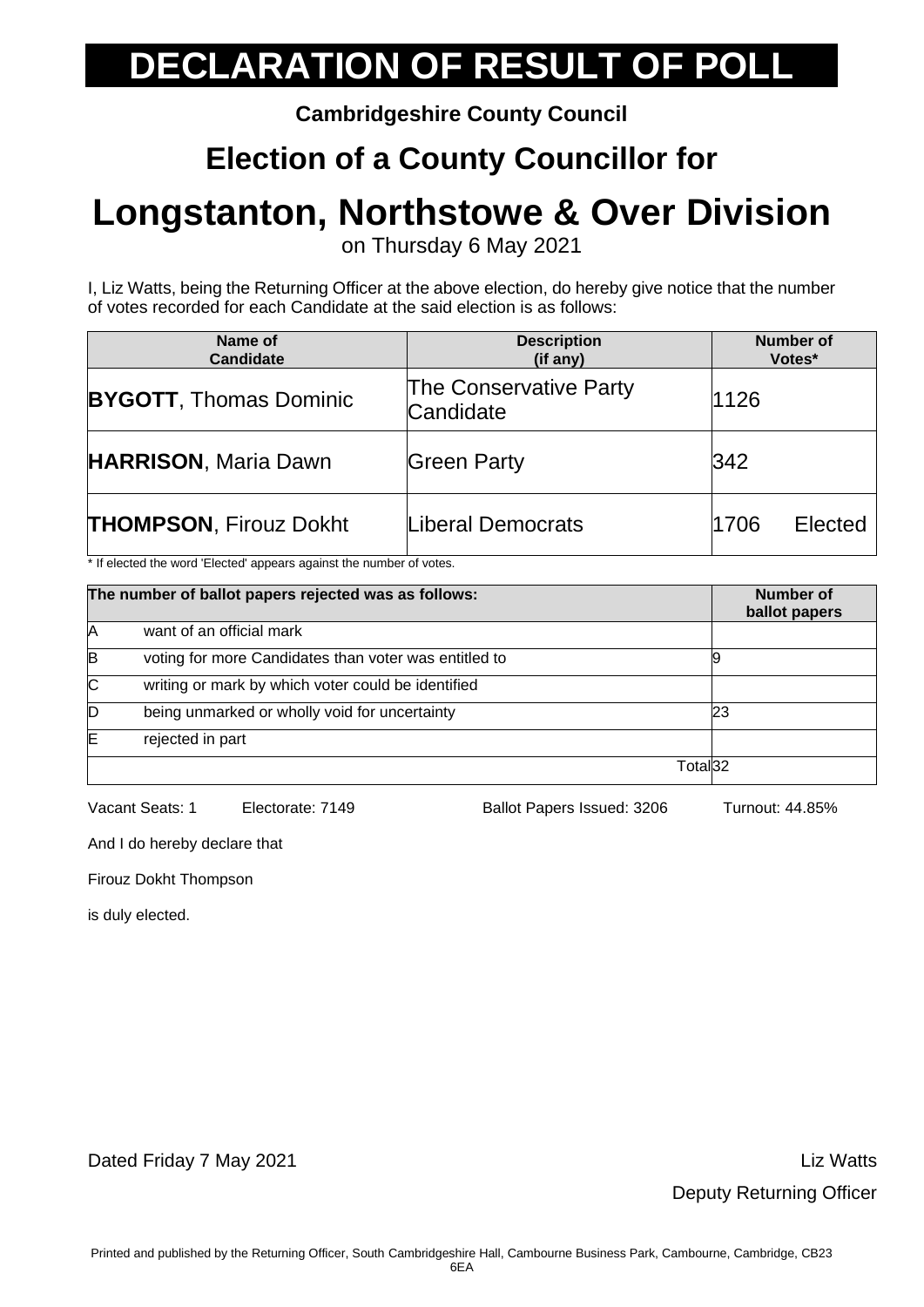# DECLARATION OF RESULT OF POLL

**Cambridgeshire County Council**

## Election of a County Councillor for

# Longstanton, Northstowe & Over Division

on Thursday 6 May 2021

I, Liz Watts, being the Returning Officer at the above election, do hereby give notice that the number of votes recorded for each Candidate at the said election is as follows:

| Name of Candidate | Description (if any) | Number of Votes* |
|---|---|---|
| **BYGOTT**, Thomas Dominic | The Conservative Party Candidate | 1126 |
| **HARRISON**, Maria Dawn | Green Party | 342 |
| **THOMPSON**, Firouz Dokht | Liberal Democrats | 1706 Elected |

\* If elected the word 'Elected' appears against the number of votes.

| The number of ballot papers rejected was as follows: | | Number of ballot papers |
|---|---|---|
| A | want of an official mark | |
| B | voting for more Candidates than voter was entitled to | 9 |
| C | writing or mark by which voter could be identified | |
| D | being unmarked or wholly void for uncertainty | 23 |
| E | rejected in part | |
| | Total | 32 |

Vacant Seats: 1 Electorate: 7149 Ballot Papers Issued: 3206 Turnout: 44.85%

And I do hereby declare that

Firouz Dokht Thompson

is duly elected.

Dated Friday 7 May 2021

Liz Watts

Deputy Returning Officer

Printed and published by the Returning Officer, South Cambridgeshire Hall, Cambourne Business Park, Cambourne, Cambridge, CB23 6EA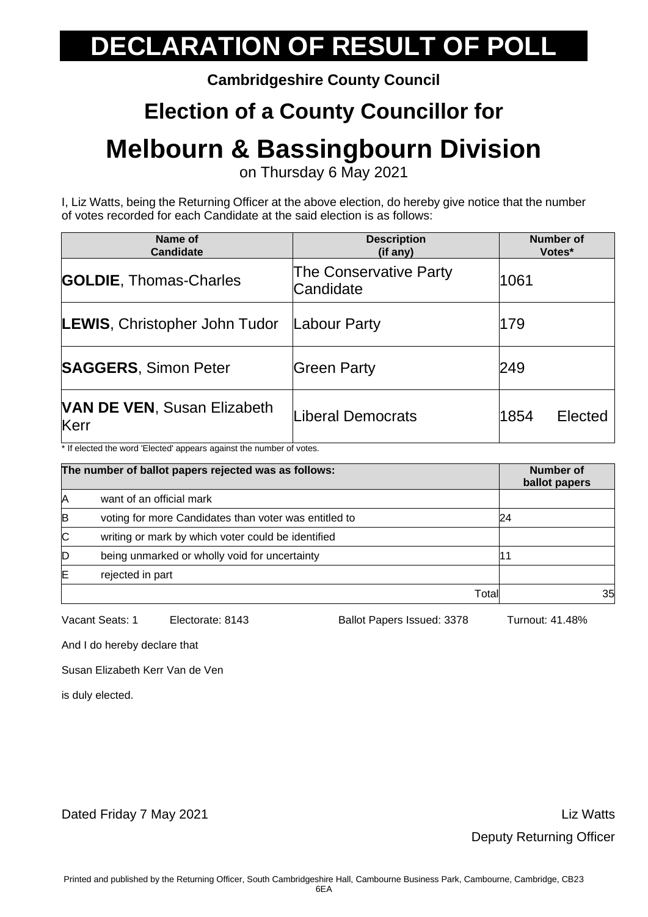# DECLARATION OF RESULT OF POLL

**Cambridgeshire County Council**

## Election of a County Councillor for

# Melbourn & Bassingbourn Division

on Thursday 6 May 2021

I, Liz Watts, being the Returning Officer at the above election, do hereby give notice that the number of votes recorded for each Candidate at the said election is as follows:

| Name of Candidate | Description (if any) | Number of Votes* |
|---|---|---|
| **GOLDIE**, Thomas-Charles | The Conservative Party Candidate | 1061 |
| **LEWIS**, Christopher John Tudor | Labour Party | 179 |
| **SAGGERS**, Simon Peter | Green Party | 249 |
| **VAN DE VEN**, Susan Elizabeth Kerr | Liberal Democrats | 1854 Elected |

* If elected the word 'Elected' appears against the number of votes.

| The number of ballot papers rejected was as follows: | | Number of ballot papers |
|---|---|---|
| A | want of an official mark | |
| B | voting for more Candidates than voter was entitled to | 24 |
| C | writing or mark by which voter could be identified | |
| D | being unmarked or wholly void for uncertainty | 11 |
| E | rejected in part | |
| | Total | 35 |

Vacant Seats: 1 Electorate: 8143 Ballot Papers Issued: 3378 Turnout: 41.48%

And I do hereby declare that

Susan Elizabeth Kerr Van de Ven

is duly elected.

Dated Friday 7 May 2021

Liz Watts

Deputy Returning Officer

Printed and published by the Returning Officer, South Cambridgeshire Hall, Cambourne Business Park, Cambourne, Cambridge, CB23 6EA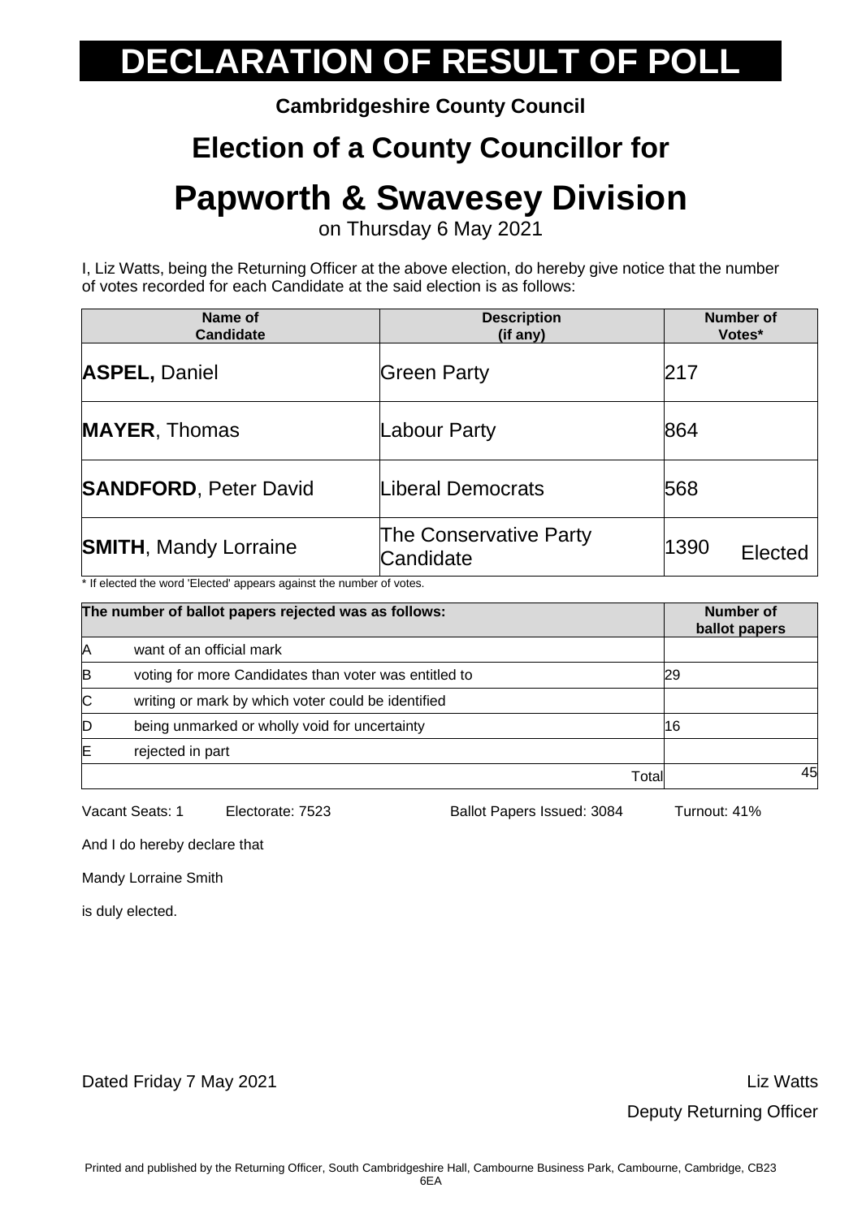# DECLARATION OF RESULT OF POLL

**Cambridgeshire County Council**

## Election of a County Councillor for

# Papworth & Swavesey Division

on Thursday 6 May 2021

I, Liz Watts, being the Returning Officer at the above election, do hereby give notice that the number of votes recorded for each Candidate at the said election is as follows:

| Name of Candidate | Description (if any) | Number of Votes* |
|---|---|---|
| **ASPEL,** Daniel | Green Party | 217 |
| **MAYER**, Thomas | Labour Party | 864 |
| **SANDFORD**, Peter David | Liberal Democrats | 568 |
| **SMITH**, Mandy Lorraine | The Conservative Party Candidate | 1390 Elected |

\* If elected the word 'Elected' appears against the number of votes.

| The number of ballot papers rejected was as follows: | | Number of ballot papers |
|---|---|---|
| A | want of an official mark | |
| B | voting for more Candidates than voter was entitled to | 29 |
| C | writing or mark by which voter could be identified | |
| D | being unmarked or wholly void for uncertainty | 16 |
| E | rejected in part | |
| | Total | 45 |

Vacant Seats: 1 Electorate: 7523 Ballot Papers Issued: 3084 Turnout: 41%

And I do hereby declare that

Mandy Lorraine Smith

is duly elected.

Dated Friday 7 May 2021

Liz Watts

Deputy Returning Officer

Printed and published by the Returning Officer, South Cambridgeshire Hall, Cambourne Business Park, Cambourne, Cambridge, CB23 6EA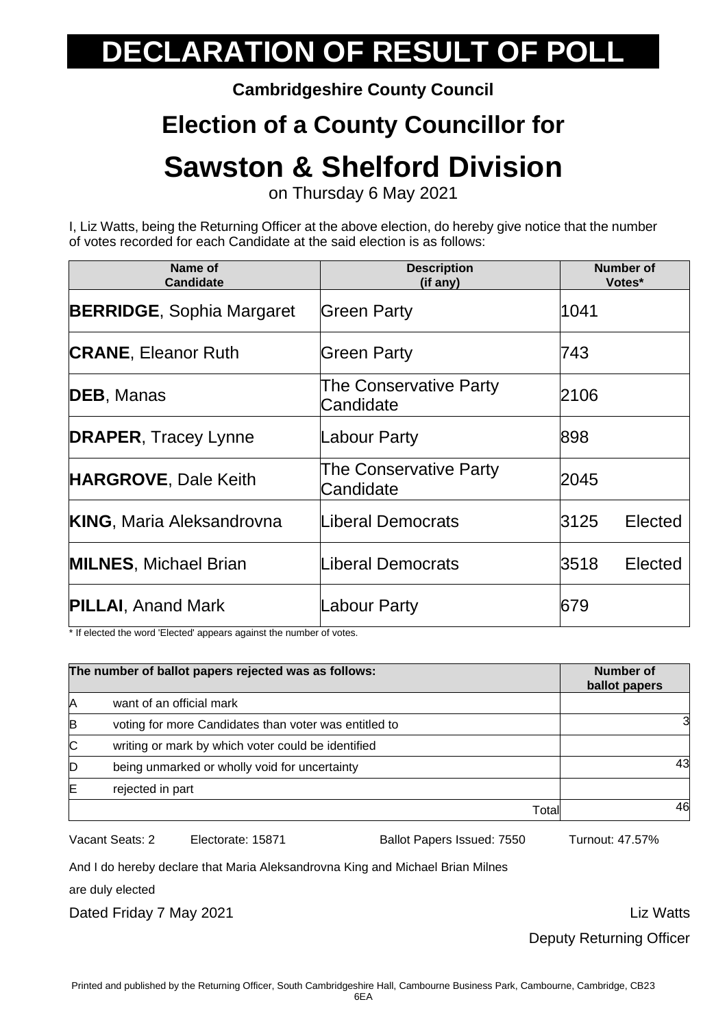# DECLARATION OF RESULT OF POLL

**Cambridgeshire County Council**

## Election of a County Councillor for

# Sawston & Shelford Division

on Thursday 6 May 2021

I, Liz Watts, being the Returning Officer at the above election, do hereby give notice that the number of votes recorded for each Candidate at the said election is as follows:

| Name of Candidate | Description (if any) | Number of Votes* |
|---|---|---|
| **BERRIDGE**, Sophia Margaret | Green Party | 1041 |
| **CRANE**, Eleanor Ruth | Green Party | 743 |
| **DEB**, Manas | The Conservative Party Candidate | 2106 |
| **DRAPER**, Tracey Lynne | Labour Party | 898 |
| **HARGROVE**, Dale Keith | The Conservative Party Candidate | 2045 |
| **KING**, Maria Aleksandrovna | Liberal Democrats | 3125 Elected |
| **MILNES**, Michael Brian | Liberal Democrats | 3518 Elected |
| **PILLAI**, Anand Mark | Labour Party | 679 |

* If elected the word 'Elected' appears against the number of votes.

| The number of ballot papers rejected was as follows: | | Number of ballot papers |
|---|---|---|
| A | want of an official mark | |
| B | voting for more Candidates than voter was entitled to | 3 |
| C | writing or mark by which voter could be identified | |
| D | being unmarked or wholly void for uncertainty | 43 |
| E | rejected in part | |
| | Total | 46 |

Vacant Seats: 2 Electorate: 15871 Ballot Papers Issued: 7550 Turnout: 47.57%

And I do hereby declare that Maria Aleksandrovna King and Michael Brian Milnes are duly elected

Dated Friday 7 May 2021

Liz Watts

Deputy Returning Officer

Printed and published by the Returning Officer, South Cambridgeshire Hall, Cambourne Business Park, Cambourne, Cambridge, CB23 6EA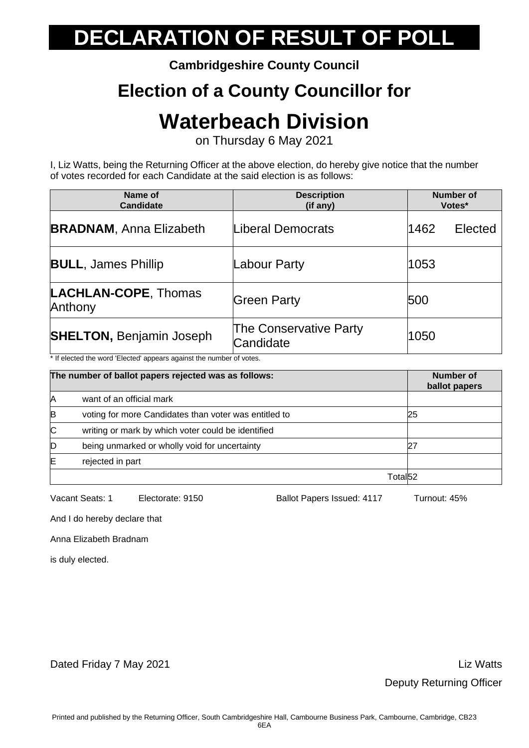# DECLARATION OF RESULT OF POLL

**Cambridgeshire County Council**

## Election of a County Councillor for

# Waterbeach Division

on Thursday 6 May 2021

I, Liz Watts, being the Returning Officer at the above election, do hereby give notice that the number of votes recorded for each Candidate at the said election is as follows:

| Name of Candidate | Description (if any) | Number of Votes* |
|---|---|---|
| **BRADNAM**, Anna Elizabeth | Liberal Democrats | 1462 Elected |
| **BULL**, James Phillip | Labour Party | 1053 |
| **LACHLAN-COPE**, Thomas Anthony | Green Party | 500 |
| **SHELTON,** Benjamin Joseph | The Conservative Party Candidate | 1050 |

\* If elected the word 'Elected' appears against the number of votes.

| The number of ballot papers rejected was as follows: | | Number of ballot papers |
|---|---|---|
| A | want of an official mark | |
| B | voting for more Candidates than voter was entitled to | 25 |
| C | writing or mark by which voter could be identified | |
| D | being unmarked or wholly void for uncertainty | 27 |
| E | rejected in part | |
| | Total | 52 |

Vacant Seats: 1 Electorate: 9150 Ballot Papers Issued: 4117 Turnout: 45%

And I do hereby declare that

Anna Elizabeth Bradnam

is duly elected.

Dated Friday 7 May 2021

Liz Watts

Deputy Returning Officer

Printed and published by the Returning Officer, South Cambridgeshire Hall, Cambourne Business Park, Cambourne, Cambridge, CB23 6EA